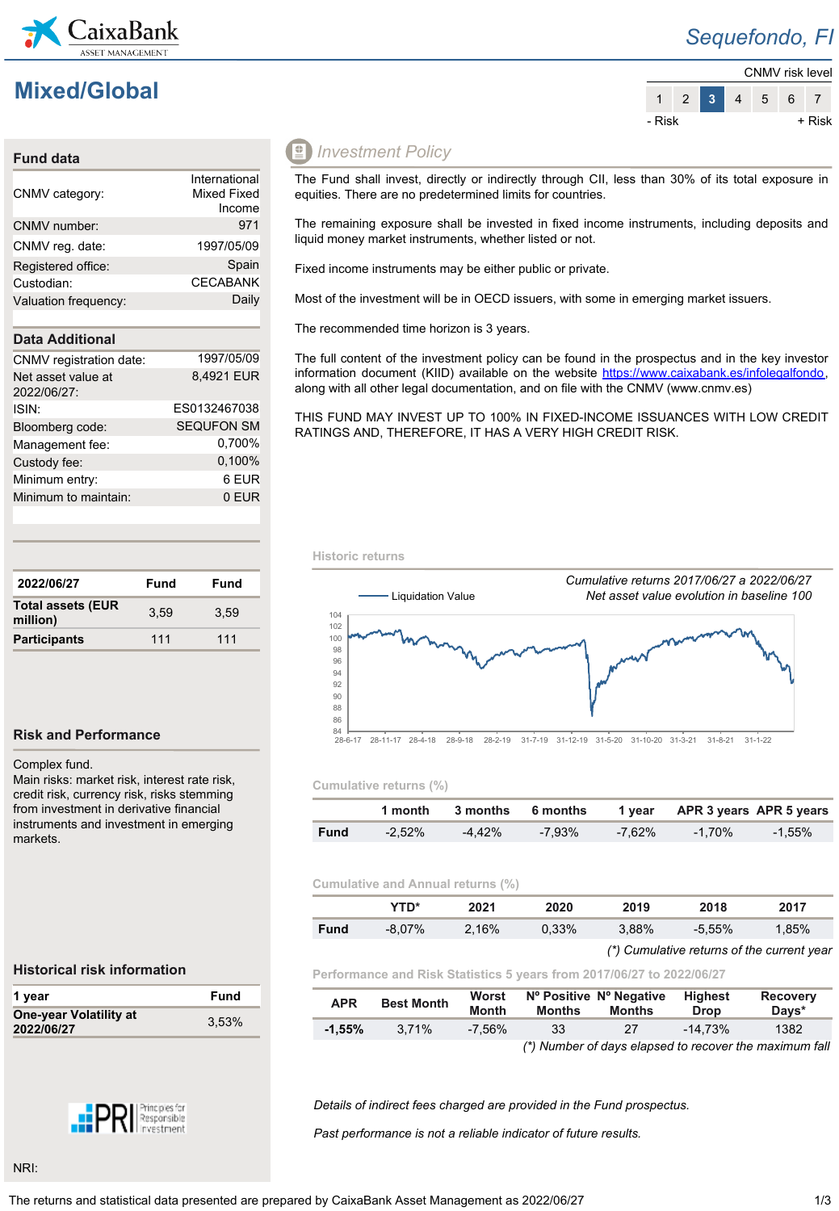CaixaBank ASSET MANAGEMENT

# Sequefondo, FI

## Mixed/Global

CNMV risk level

| 1 | 2 | 3 | 4 | 5 | 6 | 7 |
|---|---|---|---|---|---|---|

- Risk + Risk

### Fund data

| | |
|---|---|
| CNMV category: | International Mixed Fixed Income |
| CNMV number: | 971 |
| CNMV reg. date: | 1997/05/09 |
| Registered office: | Spain |
| Custodian: | CECABANK |
| Valuation frequency: | Daily |

### Data Additional

| | |
|---|---|
| CNMV registration date: | 1997/05/09 |
| Net asset value at 2022/06/27: | 8,4921 EUR |
| ISIN: | ES0132467038 |
| Bloomberg code: | SEQUFON SM |
| Management fee: | 0,700% |
| Custody fee: | 0,100% |
| Minimum entry: | 6 EUR |
| Minimum to maintain: | 0 EUR |

| 2022/06/27 | Fund | Fund |
|---|---|---|
| **Total assets (EUR million)** | 3,59 | 3,59 |
| **Participants** | 111 | 111 |

### Risk and Performance

Complex fund.
Main risks: market risk, interest rate risk, credit risk, currency risk, risks stemming from investment in derivative financial instruments and investment in emerging markets.

### Historical risk information

| 1 year | Fund |
|---|---|
| **One-year Volatility at 2022/06/27** | 3,53% |

PRI Principles for Responsible Investment

NRI:

### Investment Policy

The Fund shall invest, directly or indirectly through CII, less than 30% of its total exposure in equities. There are no predetermined limits for countries.

The remaining exposure shall be invested in fixed income instruments, including deposits and liquid money market instruments, whether listed or not.

Fixed income instruments may be either public or private.

Most of the investment will be in OECD issuers, with some in emerging market issuers.

The recommended time horizon is 3 years.

The full content of the investment policy can be found in the prospectus and in the key investor information document (KIID) available on the website https://www.caixabank.es/infolegalfondo, along with all other legal documentation, and on file with the CNMV (www.cnmv.es)

THIS FUND MAY INVEST UP TO 100% IN FIXED-INCOME ISSUANCES WITH LOW CREDIT RATINGS AND, THEREFORE, IT HAS A VERY HIGH CREDIT RISK.

### Historic returns

*Cumulative returns 2017/06/27 a 2022/06/27*
*Net asset value evolution in baseline 100*

Liquidation Value

104 102 100 98 96 94 92 90 88 86 84

28-6-17 28-11-17 28-4-18 28-9-18 28-2-19 31-7-19 31-12-19 31-5-20 31-10-20 31-3-21 31-8-21 31-1-22

### Cumulative returns (%)

| | 1 month | 3 months | 6 months | 1 year | APR 3 years | APR 5 years |
|---|---|---|---|---|---|---|
| **Fund** | -2,52% | -4,42% | -7,93% | -7,62% | -1,70% | -1,55% |

### Cumulative and Annual returns (%)

| | YTD* | 2021 | 2020 | 2019 | 2018 | 2017 |
|---|---|---|---|---|---|---|
| **Fund** | -8,07% | 2,16% | 0,33% | 3,88% | -5,55% | 1,85% |

*(\*) Cumulative returns of the current year*

### Performance and Risk Statistics 5 years from 2017/06/27 to 2022/06/27

| APR | Best Month | Worst Month | Nº Positive Months | Nº Negative Months | Highest Drop | Recovery Days* |
|---|---|---|---|---|---|---|
| **-1,55%** | 3,71% | -7,56% | 33 | 27 | -14,73% | 1382 |

*(\*) Number of days elapsed to recover the maximum fall*

*Details of indirect fees charged are provided in the Fund prospectus.*

*Past performance is not a reliable indicator of future results.*

The returns and statistical data presented are prepared by CaixaBank Asset Management as 2022/06/27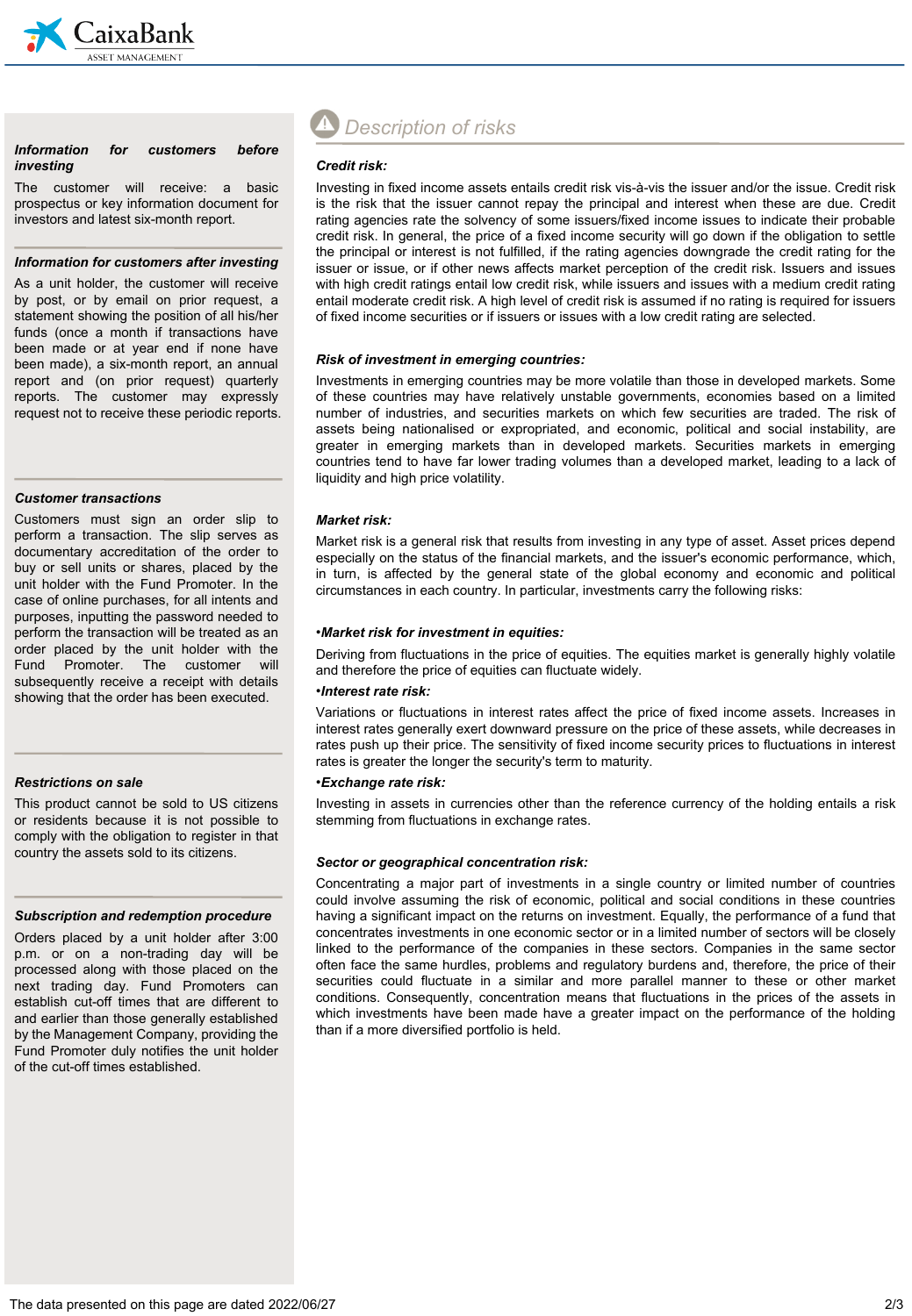### *Information for customers before investing*

The customer will receive: a basic prospectus or key information document for investors and latest six-month report.

### *Information for customers after investing*

As a unit holder, the customer will receive by post, or by email on prior request, a statement showing the position of all his/her funds (once a month if transactions have been made or at year end if none have been made), a six-month report, an annual report and (on prior request) quarterly reports. The customer may expressly request not to receive these periodic reports.

### *Customer transactions*

Customers must sign an order slip to perform a transaction. The slip serves as documentary accreditation of the order to buy or sell units or shares, placed by the unit holder with the Fund Promoter. In the case of online purchases, for all intents and purposes, inputting the password needed to perform the transaction will be treated as an order placed by the unit holder with the Fund Promoter. The customer will subsequently receive a receipt with details showing that the order has been executed.

### *Restrictions on sale*

This product cannot be sold to US citizens or residents because it is not possible to comply with the obligation to register in that country the assets sold to its citizens.

### *Subscription and redemption procedure*

Orders placed by a unit holder after 3:00 p.m. or on a non-trading day will be processed along with those placed on the next trading day. Fund Promoters can establish cut-off times that are different to and earlier than those generally established by the Management Company, providing the Fund Promoter duly notifies the unit holder of the cut-off times established.

## *Description of risks*

### *Credit risk:*

Investing in fixed income assets entails credit risk vis-à-vis the issuer and/or the issue. Credit risk is the risk that the issuer cannot repay the principal and interest when these are due. Credit rating agencies rate the solvency of some issuers/fixed income issues to indicate their probable credit risk. In general, the price of a fixed income security will go down if the obligation to settle the principal or interest is not fulfilled, if the rating agencies downgrade the credit rating for the issuer or issue, or if other news affects market perception of the credit risk. Issuers and issues with high credit ratings entail low credit risk, while issuers and issues with a medium credit rating entail moderate credit risk. A high level of credit risk is assumed if no rating is required for issuers of fixed income securities or if issuers or issues with a low credit rating are selected.

### *Risk of investment in emerging countries:*

Investments in emerging countries may be more volatile than those in developed markets. Some of these countries may have relatively unstable governments, economies based on a limited number of industries, and securities markets on which few securities are traded. The risk of assets being nationalised or expropriated, and economic, political and social instability, are greater in emerging markets than in developed markets. Securities markets in emerging countries tend to have far lower trading volumes than a developed market, leading to a lack of liquidity and high price volatility.

### *Market risk:*

Market risk is a general risk that results from investing in any type of asset. Asset prices depend especially on the status of the financial markets, and the issuer's economic performance, which, in turn, is affected by the general state of the global economy and economic and political circumstances in each country. In particular, investments carry the following risks:

***•Market risk for investment in equities:***

Deriving from fluctuations in the price of equities. The equities market is generally highly volatile and therefore the price of equities can fluctuate widely.

***•Interest rate risk:***

Variations or fluctuations in interest rates affect the price of fixed income assets. Increases in interest rates generally exert downward pressure on the price of these assets, while decreases in rates push up their price. The sensitivity of fixed income security prices to fluctuations in interest rates is greater the longer the security's term to maturity.

***•Exchange rate risk:***

Investing in assets in currencies other than the reference currency of the holding entails a risk stemming from fluctuations in exchange rates.

### *Sector or geographical concentration risk:*

Concentrating a major part of investments in a single country or limited number of countries could involve assuming the risk of economic, political and social conditions in these countries having a significant impact on the returns on investment. Equally, the performance of a fund that concentrates investments in one economic sector or in a limited number of sectors will be closely linked to the performance of the companies in these sectors. Companies in the same sector often face the same hurdles, problems and regulatory burdens and, therefore, the price of their securities could fluctuate in a similar and more parallel manner to these or other market conditions. Consequently, concentration means that fluctuations in the prices of the assets in which investments have been made have a greater impact on the performance of the holding than if a more diversified portfolio is held.

The data presented on this page are dated 2022/06/27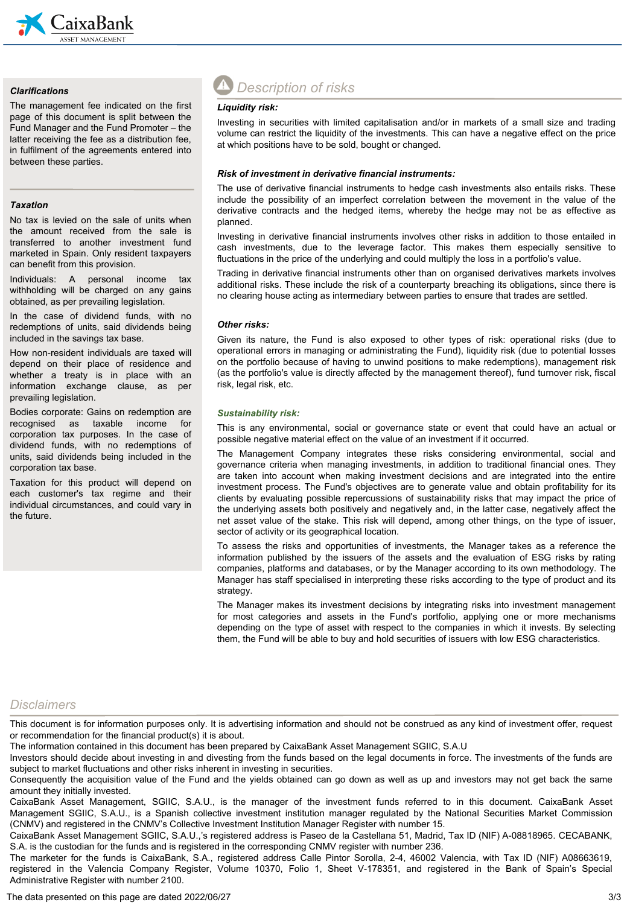### *Clarifications*

The management fee indicated on the first page of this document is split between the Fund Manager and the Fund Promoter – the latter receiving the fee as a distribution fee, in fulfilment of the agreements entered into between these parties.

### *Taxation*

No tax is levied on the sale of units when the amount received from the sale is transferred to another investment fund marketed in Spain. Only resident taxpayers can benefit from this provision.

Individuals: A personal income tax withholding will be charged on any gains obtained, as per prevailing legislation.

In the case of dividend funds, with no redemptions of units, said dividends being included in the savings tax base.

How non-resident individuals are taxed will depend on their place of residence and whether a treaty is in place with an information exchange clause, as per prevailing legislation.

Bodies corporate: Gains on redemption are recognised as taxable income for corporation tax purposes. In the case of dividend funds, with no redemptions of units, said dividends being included in the corporation tax base.

Taxation for this product will depend on each customer's tax regime and their individual circumstances, and could vary in the future.

## *Description of risks*

### *Liquidity risk:*

Investing in securities with limited capitalisation and/or in markets of a small size and trading volume can restrict the liquidity of the investments. This can have a negative effect on the price at which positions have to be sold, bought or changed.

### *Risk of investment in derivative financial instruments:*

The use of derivative financial instruments to hedge cash investments also entails risks. These include the possibility of an imperfect correlation between the movement in the value of the derivative contracts and the hedged items, whereby the hedge may not be as effective as planned.

Investing in derivative financial instruments involves other risks in addition to those entailed in cash investments, due to the leverage factor. This makes them especially sensitive to fluctuations in the price of the underlying and could multiply the loss in a portfolio's value.

Trading in derivative financial instruments other than on organised derivatives markets involves additional risks. These include the risk of a counterparty breaching its obligations, since there is no clearing house acting as intermediary between parties to ensure that trades are settled.

### *Other risks:*

Given its nature, the Fund is also exposed to other types of risk: operational risks (due to operational errors in managing or administrating the Fund), liquidity risk (due to potential losses on the portfolio because of having to unwind positions to make redemptions), management risk (as the portfolio's value is directly affected by the management thereof), fund turnover risk, fiscal risk, legal risk, etc.

### *Sustainability risk:*

This is any environmental, social or governance state or event that could have an actual or possible negative material effect on the value of an investment if it occurred.

The Management Company integrates these risks considering environmental, social and governance criteria when managing investments, in addition to traditional financial ones. They are taken into account when making investment decisions and are integrated into the entire investment process. The Fund's objectives are to generate value and obtain profitability for its clients by evaluating possible repercussions of sustainability risks that may impact the price of the underlying assets both positively and negatively and, in the latter case, negatively affect the net asset value of the stake. This risk will depend, among other things, on the type of issuer, sector of activity or its geographical location.

To assess the risks and opportunities of investments, the Manager takes as a reference the information published by the issuers of the assets and the evaluation of ESG risks by rating companies, platforms and databases, or by the Manager according to its own methodology. The Manager has staff specialised in interpreting these risks according to the type of product and its strategy.

The Manager makes its investment decisions by integrating risks into investment management for most categories and assets in the Fund's portfolio, applying one or more mechanisms depending on the type of asset with respect to the companies in which it invests. By selecting them, the Fund will be able to buy and hold securities of issuers with low ESG characteristics.

## *Disclaimers*

This document is for information purposes only. It is advertising information and should not be construed as any kind of investment offer, request or recommendation for the financial product(s) it is about.

The information contained in this document has been prepared by CaixaBank Asset Management SGIIC, S.A.U

Investors should decide about investing in and divesting from the funds based on the legal documents in force. The investments of the funds are subject to market fluctuations and other risks inherent in investing in securities.

Consequently the acquisition value of the Fund and the yields obtained can go down as well as up and investors may not get back the same amount they initially invested.

CaixaBank Asset Management, SGIIC, S.A.U., is the manager of the investment funds referred to in this document. CaixaBank Asset Management SGIIC, S.A.U., is a Spanish collective investment institution manager regulated by the National Securities Market Commission (CNMV) and registered in the CNMV's Collective Investment Institution Manager Register with number 15.

CaixaBank Asset Management SGIIC, S.A.U.,'s registered address is Paseo de la Castellana 51, Madrid, Tax ID (NIF) A-08818965. CECABANK, S.A. is the custodian for the funds and is registered in the corresponding CNMV register with number 236.

The marketer for the funds is CaixaBank, S.A., registered address Calle Pintor Sorolla, 2-4, 46002 Valencia, with Tax ID (NIF) A08663619, registered in the Valencia Company Register, Volume 10370, Folio 1, Sheet V-178351, and registered in the Bank of Spain's Special Administrative Register with number 2100.

The data presented on this page are dated 2022/06/27